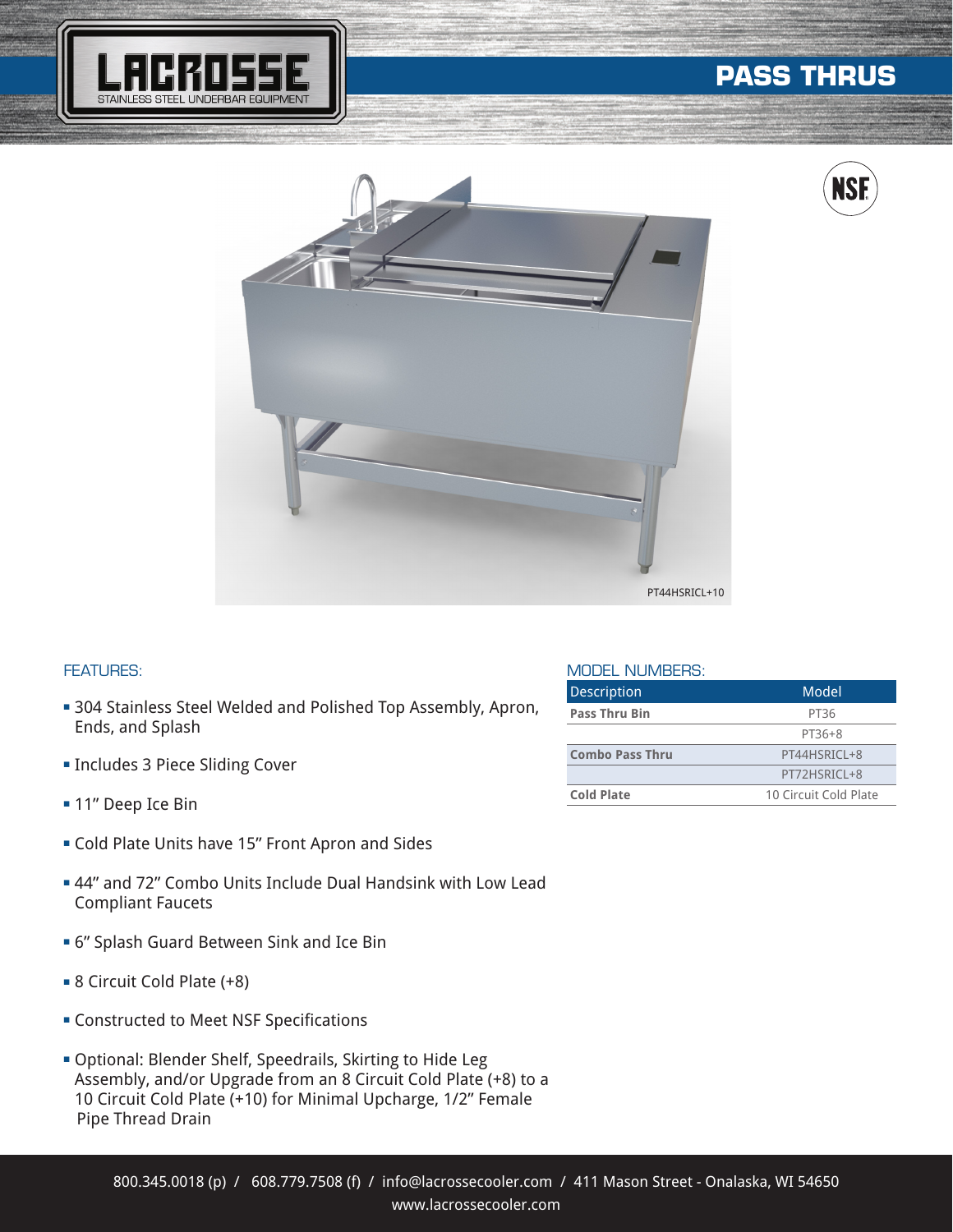LACROSSE
STAINLESS STEEL UNDERBAR EQUIPMENT

# PASS THRUS

PT44HSRICL+10

## FEATURES:

- 304 Stainless Steel Welded and Polished Top Assembly, Apron, Ends, and Splash
- Includes 3 Piece Sliding Cover
- 11" Deep Ice Bin
- Cold Plate Units have 15" Front Apron and Sides
- 44" and 72" Combo Units Include Dual Handsink with Low Lead Compliant Faucets
- 6" Splash Guard Between Sink and Ice Bin
- 8 Circuit Cold Plate (+8)
- Constructed to Meet NSF Specifications
- Optional: Blender Shelf, Speedrails, Skirting to Hide Leg Assembly, and/or Upgrade from an 8 Circuit Cold Plate (+8) to a 10 Circuit Cold Plate (+10) for Minimal Upcharge, 1/2" Female Pipe Thread Drain

## MODEL NUMBERS:

| Description | Model |
|---|---|
| **Pass Thru Bin** | PT36 |
| | PT36+8 |
| **Combo Pass Thru** | PT44HSRICL+8 |
| | PT72HSRICL+8 |
| **Cold Plate** | 10 Circuit Cold Plate |

800.345.0018 (p) / 608.779.7508 (f) / info@lacrossecooler.com / 411 Mason Street - Onalaska, WI 54650
www.lacrossecooler.com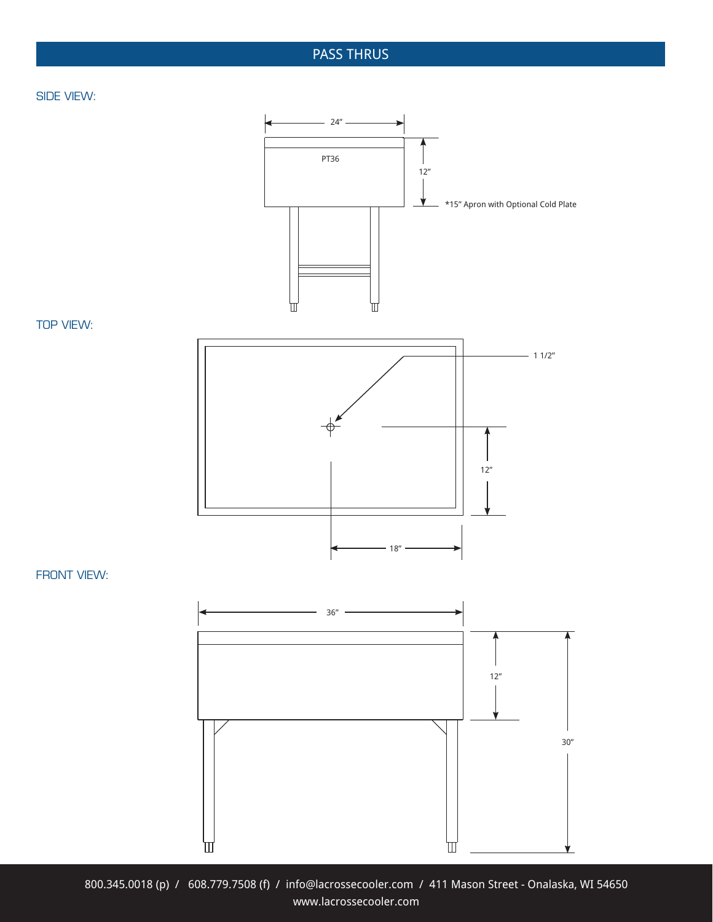## PASS THRUS

### SIDE VIEW:

24”

PT36

12”

*15” Apron with Optional Cold Plate

### TOP VIEW:

1 1/2”

12”

18”

### FRONT VIEW:

36”

12”

30”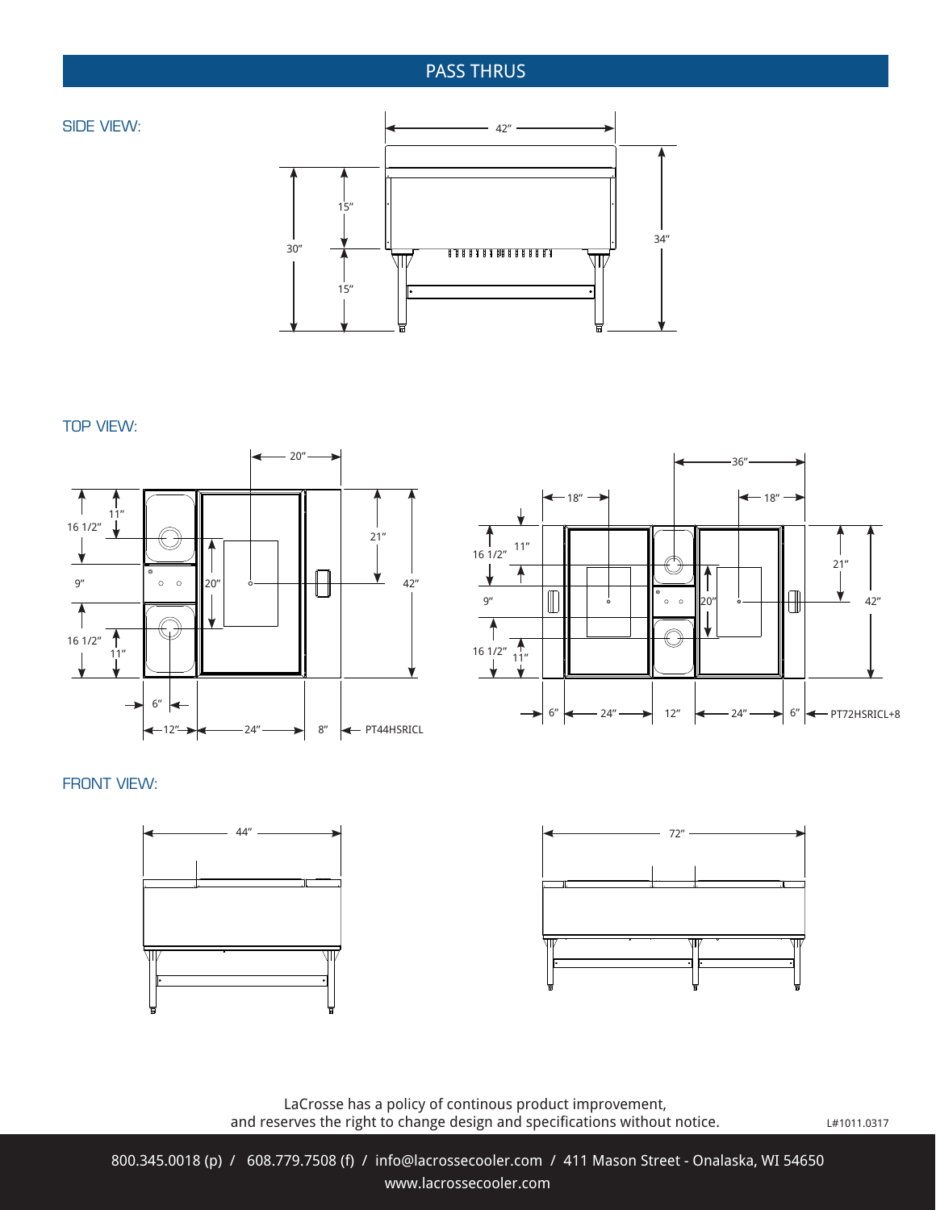# PASS THRUS

## SIDE VIEW:

42″
15″
30″
15″
34″

## TOP VIEW:

20″
11″
16 1/2″
9″
20″
21″
42″
16 1/2″
11″
6″
12″
24″
8″
PT44HSRICL

36″
18″
18″
16 1/2″
11″
9″
20″
21″
42″
16 1/2″
11″
6″
24″
12″
24″
6″
PT72HSRICL+8

## FRONT VIEW:

44″

72″

LaCrosse has a policy of continous product improvement,
and reserves the right to change design and specifications without notice.

L#1011.0317

800.345.0018 (p) / 608.779.7508 (f) / info@lacrossecooler.com / 411 Mason Street - Onalaska, WI 54650
www.lacrossecooler.com